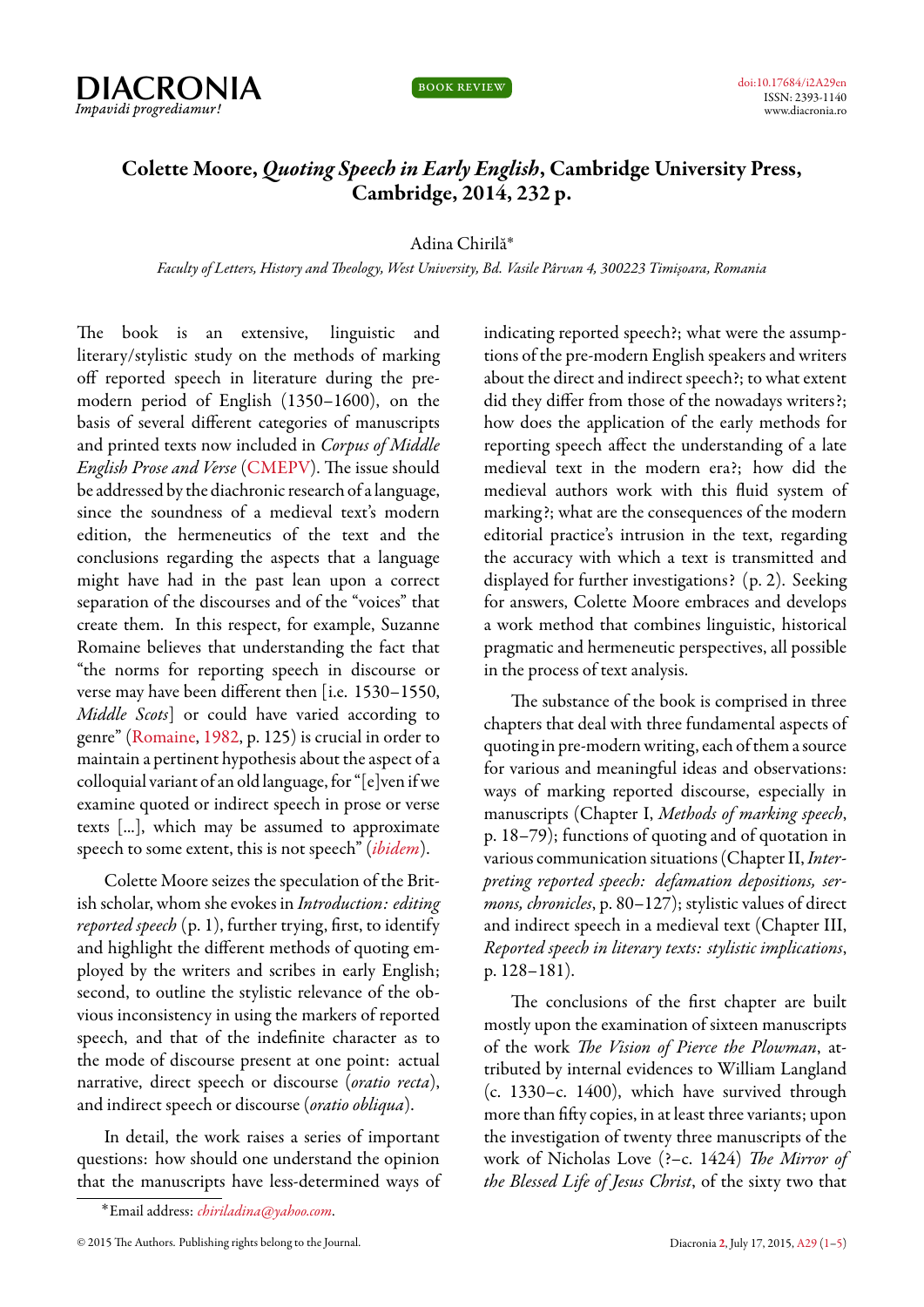# Colette Moore, *Quoting Speech in Early English*, Cambridge University Press, Cambridge, 2014, 232 p.

Adina Chirilă*

*Faculty of Letters, History and Theology, West University, Bd. Vasile Pârvan 4, 300223 Timișoara, Romania*

The book is an extensive, linguistic and literary/stylistic study on the methods of marking off reported speech in literature during the pre-modern period of English (1350–1600), on the basis of several different categories of manuscripts and printed texts now included in *Corpus of Middle English Prose and Verse* (CMEPV). The issue should be addressed by the diachronic research of a language, since the soundness of a medieval text's modern edition, the hermeneutics of the text and the conclusions regarding the aspects that a language might have had in the past lean upon a correct separation of the discourses and of the "voices" that create them. In this respect, for example, Suzanne Romaine believes that understanding the fact that "the norms for reporting speech in discourse or verse may have been different then [i.e. 1530–1550, *Middle Scots*] or could have varied according to genre" (Romaine, 1982, p. 125) is crucial in order to maintain a pertinent hypothesis about the aspect of a colloquial variant of an old language, for "[e]ven if we examine quoted or indirect speech in prose or verse texts [...], which may be assumed to approximate speech to some extent, this is not speech" (*ibidem*).

Colette Moore seizes the speculation of the British scholar, whom she evokes in *Introduction: editing reported speech* (p. 1), further trying, first, to identify and highlight the different methods of quoting employed by the writers and scribes in early English; second, to outline the stylistic relevance of the obvious inconsistency in using the markers of reported speech, and that of the indefinite character as to the mode of discourse present at one point: actual narrative, direct speech or discourse (*oratio recta*), and indirect speech or discourse (*oratio obliqua*).

In detail, the work raises a series of important questions: how should one understand the opinion that the manuscripts have less-determined ways of indicating reported speech?; what were the assumptions of the pre-modern English speakers and writers about the direct and indirect speech?; to what extent did they differ from those of the nowadays writers?; how does the application of the early methods for reporting speech affect the understanding of a late medieval text in the modern era?; how did the medieval authors work with this fluid system of marking?; what are the consequences of the modern editorial practice's intrusion in the text, regarding the accuracy with which a text is transmitted and displayed for further investigations? (p. 2). Seeking for answers, Colette Moore embraces and develops a work method that combines linguistic, historical pragmatic and hermeneutic perspectives, all possible in the process of text analysis.

The substance of the book is comprised in three chapters that deal with three fundamental aspects of quoting in pre-modern writing, each of them a source for various and meaningful ideas and observations: ways of marking reported discourse, especially in manuscripts (Chapter I, *Methods of marking speech*, p. 18–79); functions of quoting and of quotation in various communication situations (Chapter II, *Interpreting reported speech: defamation depositions, sermons, chronicles*, p. 80–127); stylistic values of direct and indirect speech in a medieval text (Chapter III, *Reported speech in literary texts: stylistic implications*, p. 128–181).

The conclusions of the first chapter are built mostly upon the examination of sixteen manuscripts of the work *The Vision of Pierce the Plowman*, attributed by internal evidences to William Langland (c. 1330–c. 1400), which have survived through more than fifty copies, in at least three variants; upon the investigation of twenty three manuscripts of the work of Nicholas Love (?–c. 1424) *The Mirror of the Blessed Life of Jesus Christ*, of the sixty two that

*Email address: *chiriladina@yahoo.com*.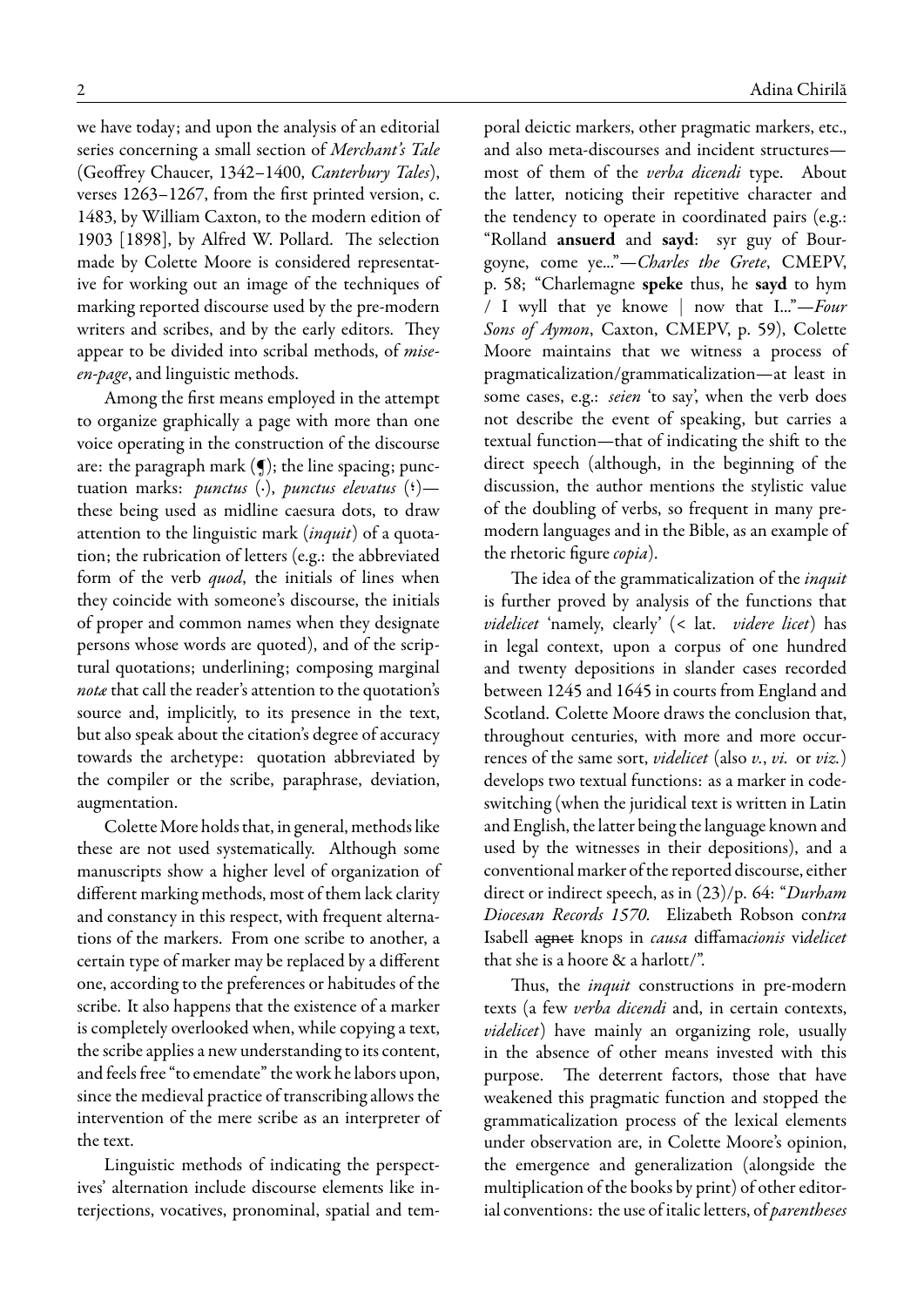we have today; and upon the analysis of an editorial series concerning a small section of *Merchant's Tale* (Geoffrey Chaucer, 1342–1400, *Canterbury Tales*), verses 1263–1267, from the first printed version, c. 1483, by William Caxton, to the modern edition of 1903 [1898], by Alfred W. Pollard. The selection made by Colette Moore is considered representative for working out an image of the techniques of marking reported discourse used by the pre-modern writers and scribes, and by the early editors. They appear to be divided into scribal methods, of *mise-en-page*, and linguistic methods.

Among the first means employed in the attempt to organize graphically a page with more than one voice operating in the construction of the discourse are: the paragraph mark (¶); the line spacing; punctuation marks: *punctus* (·), *punctus elevatus* (⸵)—these being used as midline caesura dots, to draw attention to the linguistic mark (*inquit*) of a quotation; the rubrication of letters (e.g.: the abbreviated form of the verb *quod*, the initials of lines when they coincide with someone's discourse, the initials of proper and common names when they designate persons whose words are quoted), and of the scriptural quotations; underlining; composing marginal *notæ* that call the reader's attention to the quotation's source and, implicitly, to its presence in the text, but also speak about the citation's degree of accuracy towards the archetype: quotation abbreviated by the compiler or the scribe, paraphrase, deviation, augmentation.

Colette More holds that, in general, methods like these are not used systematically. Although some manuscripts show a higher level of organization of different marking methods, most of them lack clarity and constancy in this respect, with frequent alternations of the markers. From one scribe to another, a certain type of marker may be replaced by a different one, according to the preferences or habitudes of the scribe. It also happens that the existence of a marker is completely overlooked when, while copying a text, the scribe applies a new understanding to its content, and feels free "to emendate" the work he labors upon, since the medieval practice of transcribing allows the intervention of the mere scribe as an interpreter of the text.

Linguistic methods of indicating the perspectives' alternation include discourse elements like interjections, vocatives, pronominal, spatial and temporal deictic markers, other pragmatic markers, etc., and also meta-discourses and incident structures—most of them of the *verba dicendi* type. About the latter, noticing their repetitive character and the tendency to operate in coordinated pairs (e.g.: "Rolland **ansuerd** and **sayd**: syr guy of Bourgoyne, come ye..."—*Charles the Grete*, CMEPV, p. 58; "Charlemagne **speke** thus, he **sayd** to hym / I wyll that ye knowe | now that I..."—*Four Sons of Aymon*, Caxton, CMEPV, p. 59), Colette Moore maintains that we witness a process of pragmaticalization/grammaticalization—at least in some cases, e.g.: *seien* 'to say', when the verb does not describe the event of speaking, but carries a textual function—that of indicating the shift to the direct speech (although, in the beginning of the discussion, the author mentions the stylistic value of the doubling of verbs, so frequent in many pre-modern languages and in the Bible, as an example of the rhetoric figure *copia*).

The idea of the grammaticalization of the *inquit* is further proved by analysis of the functions that *videlicet* 'namely, clearly' (< lat. *videre licet*) has in legal context, upon a corpus of one hundred and twenty depositions in slander cases recorded between 1245 and 1645 in courts from England and Scotland. Colette Moore draws the conclusion that, throughout centuries, with more and more occurrences of the same sort, *videlicet* (also *v.*, *vi.* or *viz.*) develops two textual functions: as a marker in code-switching (when the juridical text is written in Latin and English, the latter being the language known and used by the witnesses in their depositions), and a conventional marker of the reported discourse, either direct or indirect speech, as in (23)/p. 64: "*Durham Diocesan Records 1570.* Elizabeth Robson con*tra* Isabell ~~agnet~~ knops in *causa* diffama*cionis* v*idelicet* that she is a hoore & a harlott/".

Thus, the *inquit* constructions in pre-modern texts (a few *verba dicendi* and, in certain contexts, *videlicet*) have mainly an organizing role, usually in the absence of other means invested with this purpose. The deterrent factors, those that have weakened this pragmatic function and stopped the grammaticalization process of the lexical elements under observation are, in Colette Moore's opinion, the emergence and generalization (alongside the multiplication of the books by print) of other editorial conventions: the use of italic letters, of *parentheses*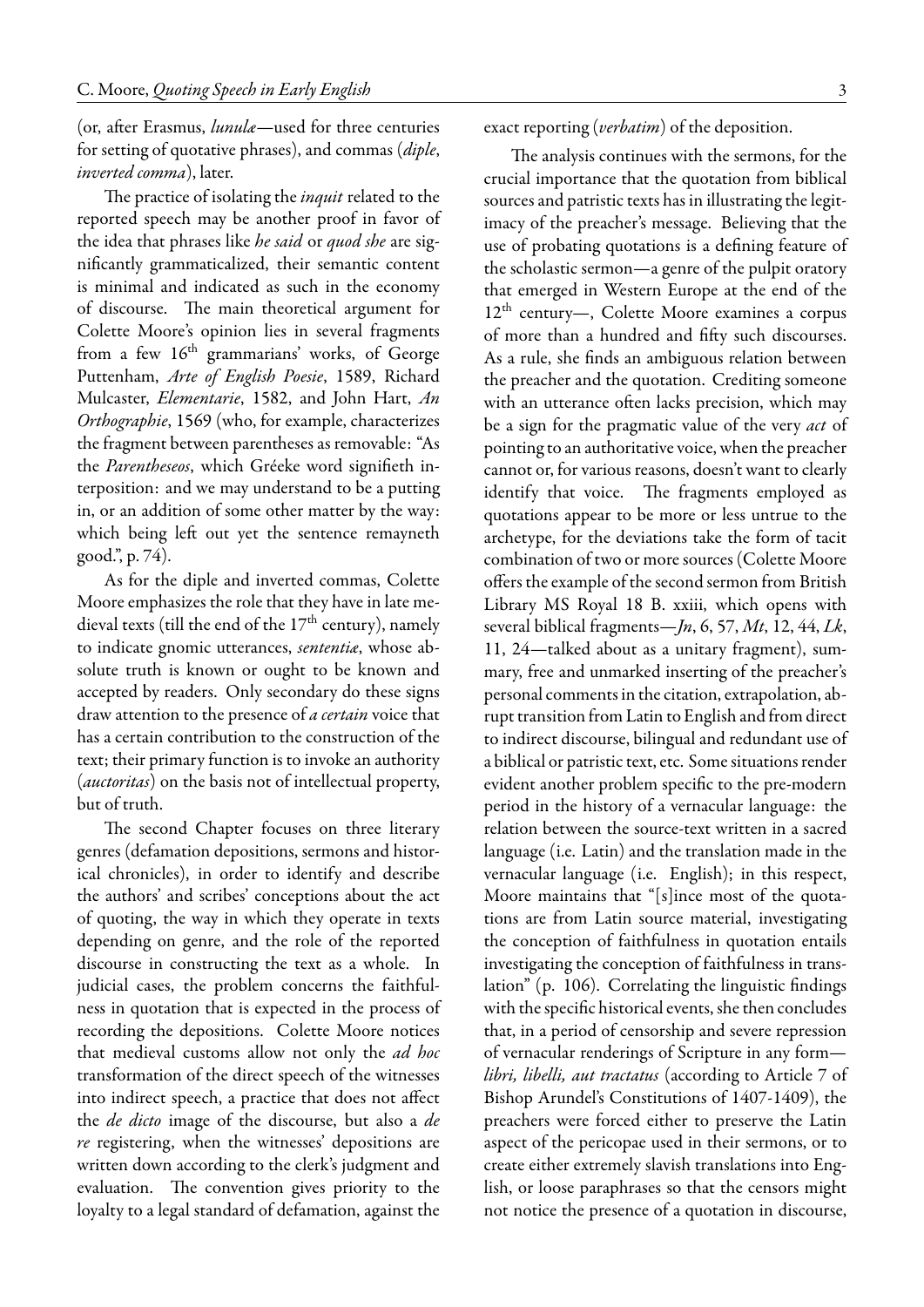(or, after Erasmus, *lunulæ*—used for three centuries for setting of quotative phrases), and commas (*diple*, *inverted comma*), later.

The practice of isolating the *inquit* related to the reported speech may be another proof in favor of the idea that phrases like *he said* or *quod she* are significantly grammaticalized, their semantic content is minimal and indicated as such in the economy of discourse. The main theoretical argument for Colette Moore's opinion lies in several fragments from a few 16th grammarians' works, of George Puttenham, *Arte of English Poesie*, 1589, Richard Mulcaster, *Elementarie*, 1582, and John Hart, *An Orthographie*, 1569 (who, for example, characterizes the fragment between parentheses as removable: "As the *Parentheseos*, which Gréeke word signifieth interposition: and we may understand to be a putting in, or an addition of some other matter by the way: which being left out yet the sentence remayneth good.", p. 74).

As for the diple and inverted commas, Colette Moore emphasizes the role that they have in late medieval texts (till the end of the 17th century), namely to indicate gnomic utterances, *sententiæ*, whose absolute truth is known or ought to be known and accepted by readers. Only secondary do these signs draw attention to the presence of *a certain* voice that has a certain contribution to the construction of the text; their primary function is to invoke an authority (*auctoritas*) on the basis not of intellectual property, but of truth.

The second Chapter focuses on three literary genres (defamation depositions, sermons and historical chronicles), in order to identify and describe the authors' and scribes' conceptions about the act of quoting, the way in which they operate in texts depending on genre, and the role of the reported discourse in constructing the text as a whole. In judicial cases, the problem concerns the faithfulness in quotation that is expected in the process of recording the depositions. Colette Moore notices that medieval customs allow not only the *ad hoc* transformation of the direct speech of the witnesses into indirect speech, a practice that does not affect the *de dicto* image of the discourse, but also a *de re* registering, when the witnesses' depositions are written down according to the clerk's judgment and evaluation. The convention gives priority to the loyalty to a legal standard of defamation, against the exact reporting (*verbatim*) of the deposition.

The analysis continues with the sermons, for the crucial importance that the quotation from biblical sources and patristic texts has in illustrating the legitimacy of the preacher's message. Believing that the use of probating quotations is a defining feature of the scholastic sermon—a genre of the pulpit oratory that emerged in Western Europe at the end of the 12th century—, Colette Moore examines a corpus of more than a hundred and fifty such discourses. As a rule, she finds an ambiguous relation between the preacher and the quotation. Crediting someone with an utterance often lacks precision, which may be a sign for the pragmatic value of the very *act* of pointing to an authoritative voice, when the preacher cannot or, for various reasons, doesn't want to clearly identify that voice. The fragments employed as quotations appear to be more or less untrue to the archetype, for the deviations take the form of tacit combination of two or more sources (Colette Moore offers the example of the second sermon from British Library MS Royal 18 B. xxiii, which opens with several biblical fragments—*Jn*, 6, 57, *Mt*, 12, 44, *Lk*, 11, 24—talked about as a unitary fragment), summary, free and unmarked inserting of the preacher's personal comments in the citation, extrapolation, abrupt transition from Latin to English and from direct to indirect discourse, bilingual and redundant use of a biblical or patristic text, etc. Some situations render evident another problem specific to the pre-modern period in the history of a vernacular language: the relation between the source-text written in a sacred language (i.e. Latin) and the translation made in the vernacular language (i.e. English); in this respect, Moore maintains that "[s]ince most of the quotations are from Latin source material, investigating the conception of faithfulness in quotation entails investigating the conception of faithfulness in translation" (p. 106). Correlating the linguistic findings with the specific historical events, she then concludes that, in a period of censorship and severe repression of vernacular renderings of Scripture in any form—*libri, libelli, aut tractatus* (according to Article 7 of Bishop Arundel's Constitutions of 1407-1409), the preachers were forced either to preserve the Latin aspect of the pericopae used in their sermons, or to create either extremely slavish translations into English, or loose paraphrases so that the censors might not notice the presence of a quotation in discourse,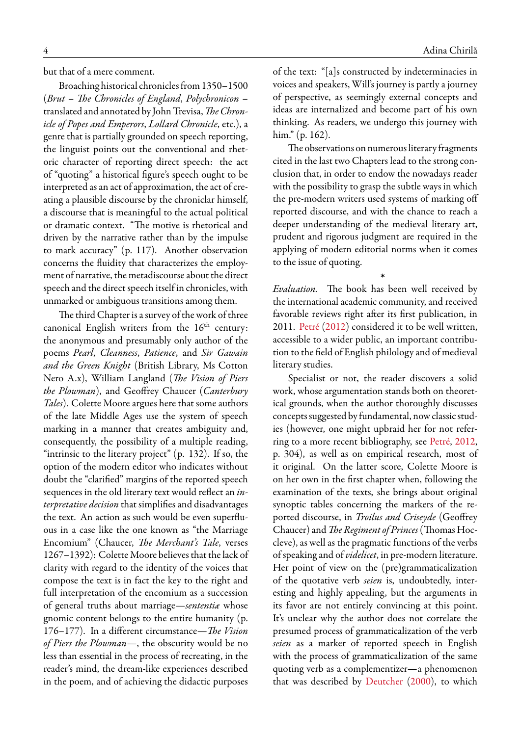but that of a mere comment.

Broaching historical chronicles from 1350–1500 (*Brut – The Chronicles of England*, *Polychronicon* – translated and annotated by John Trevisa, *The Chronicle of Popes and Emperors*, *Lollard Chronicle*, etc.), a genre that is partially grounded on speech reporting, the linguist points out the conventional and rhetoric character of reporting direct speech: the act of "quoting" a historical figure's speech ought to be interpreted as an act of approximation, the act of creating a plausible discourse by the chroniclar himself, a discourse that is meaningful to the actual political or dramatic context. "The motive is rhetorical and driven by the narrative rather than by the impulse to mark accuracy" (p. 117). Another observation concerns the fluidity that characterizes the employment of narrative, the metadiscourse about the direct speech and the direct speech itself in chronicles, with unmarked or ambiguous transitions among them.

The third Chapter is a survey of the work of three canonical English writers from the 16th century: the anonymous and presumably only author of the poems *Pearl*, *Cleanness*, *Patience*, and *Sir Gawain and the Green Knight* (British Library, Ms Cotton Nero A.x), William Langland (*The Vision of Piers the Plowman*), and Geoffrey Chaucer (*Canterbury Tales*). Colette Moore argues here that some authors of the late Middle Ages use the system of speech marking in a manner that creates ambiguity and, consequently, the possibility of a multiple reading, "intrinsic to the literary project" (p. 132). If so, the option of the modern editor who indicates without doubt the "clarified" margins of the reported speech sequences in the old literary text would reflect an *interpretative decision* that simplifies and disadvantages the text. An action as such would be even superfluous in a case like the one known as "the Marriage Encomium" (Chaucer, *The Merchant's Tale*, verses 1267–1392): Colette Moore believes that the lack of clarity with regard to the identity of the voices that compose the text is in fact the key to the right and full interpretation of the encomium as a succession of general truths about marriage—*sententiæ* whose gnomic content belongs to the entire humanity (p. 176–177). In a different circumstance—*The Vision of Piers the Plowman*—, the obscurity would be no less than essential in the process of recreating, in the reader's mind, the dream-like experiences described in the poem, and of achieving the didactic purposes of the text: "[a]s constructed by indeterminacies in voices and speakers, Will's journey is partly a journey of perspective, as seemingly external concepts and ideas are internalized and become part of his own thinking. As readers, we undergo this journey with him." (p. 162).

The observations on numerous literary fragments cited in the last two Chapters lead to the strong conclusion that, in order to endow the nowadays reader with the possibility to grasp the subtle ways in which the pre-modern writers used systems of marking off reported discourse, and with the chance to reach a deeper understanding of the medieval literary art, prudent and rigorous judgment are required in the applying of modern editorial norms when it comes to the issue of quoting.

*

*Evaluation.* The book has been well received by the international academic community, and received favorable reviews right after its first publication, in 2011. Petré (2012) considered it to be well written, accessible to a wider public, an important contribution to the field of English philology and of medieval literary studies.

Specialist or not, the reader discovers a solid work, whose argumentation stands both on theoretical grounds, when the author thoroughly discusses concepts suggested by fundamental, now classic studies (however, one might upbraid her for not referring to a more recent bibliography, see Petré, 2012, p. 304), as well as on empirical research, most of it original. On the latter score, Colette Moore is on her own in the first chapter when, following the examination of the texts, she brings about original synoptic tables concerning the markers of the reported discourse, in *Troilus and Criseyde* (Geoffrey Chaucer) and *The Regiment of Princes* (Thomas Hoccleve), as well as the pragmatic functions of the verbs of speaking and of *videlicet*, in pre-modern literature. Her point of view on the (pre)grammaticalization of the quotative verb *seien* is, undoubtedly, interesting and highly appealing, but the arguments in its favor are not entirely convincing at this point. It's unclear why the author does not correlate the presumed process of grammaticalization of the verb *seien* as a marker of reported speech in English with the process of grammaticalization of the same quoting verb as a complementizer—a phenomenon that was described by Deutcher (2000), to which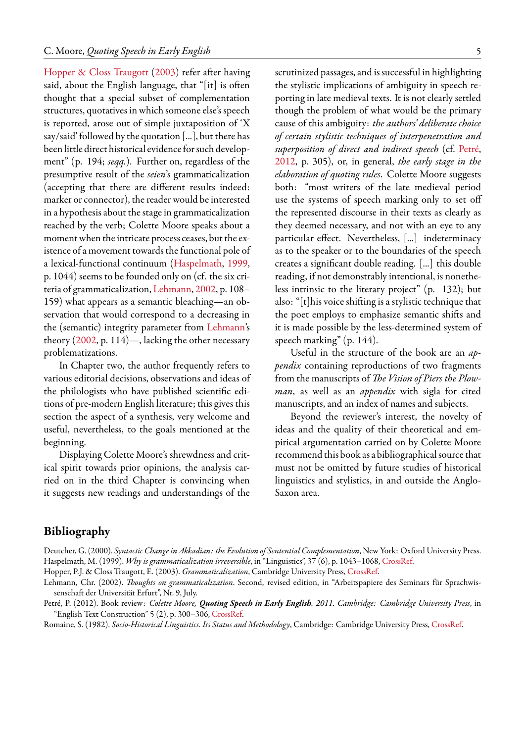Hopper & Closs Traugott (2003) refer after having said, about the English language, that "[it] is often thought that a special subset of complementation structures, quotatives in which someone else's speech is reported, arose out of simple juxtaposition of 'X say/said' followed by the quotation [...], but there has been little direct historical evidence for such development" (p. 194; *seqq.*). Further on, regardless of the presumptive result of the *seien*'s grammaticalization (accepting that there are different results indeed: marker or connector), the reader would be interested in a hypothesis about the stage in grammaticalization reached by the verb; Colette Moore speaks about a moment when the intricate process ceases, but the existence of a movement towards the functional pole of a lexical-functional continuum (Haspelmath, 1999, p. 1044) seems to be founded only on (cf. the six criteria of grammaticalization, Lehmann, 2002, p. 108–159) what appears as a semantic bleaching—an observation that would correspond to a decreasing in the (semantic) integrity parameter from Lehmann's theory (2002, p. 114)—, lacking the other necessary problematizations.

In Chapter two, the author frequently refers to various editorial decisions, observations and ideas of the philologists who have published scientific editions of pre-modern English literature; this gives this section the aspect of a synthesis, very welcome and useful, nevertheless, to the goals mentioned at the beginning.

Displaying Colette Moore's shrewdness and critical spirit towards prior opinions, the analysis carried on in the third Chapter is convincing when it suggests new readings and understandings of the scrutinized passages, and is successful in highlighting the stylistic implications of ambiguity in speech reporting in late medieval texts. It is not clearly settled though the problem of what would be the primary cause of this ambiguity: *the authors' deliberate choice of certain stylistic techniques of interpenetration and superposition of direct and indirect speech* (cf. Petré, 2012, p. 305), or, in general, *the early stage in the elaboration of quoting rules*. Colette Moore suggests both: "most writers of the late medieval period use the systems of speech marking only to set off the represented discourse in their texts as clearly as they deemed necessary, and not with an eye to any particular effect. Nevertheless, [...] indeterminacy as to the speaker or to the boundaries of the speech creates a significant double reading. [...] this double reading, if not demonstrably intentional, is nonetheless intrinsic to the literary project" (p. 132); but also: "[t]his voice shifting is a stylistic technique that the poet employs to emphasize semantic shifts and it is made possible by the less-determined system of speech marking" (p. 144).

Useful in the structure of the book are an *appendix* containing reproductions of two fragments from the manuscripts of *The Vision of Piers the Plowman*, as well as an *appendix* with sigla for cited manuscripts, and an index of names and subjects.

Beyond the reviewer's interest, the novelty of ideas and the quality of their theoretical and empirical argumentation carried on by Colette Moore recommend this book as a bibliographical source that must not be omitted by future studies of historical linguistics and stylistics, in and outside the Anglo-Saxon area.

## Bibliography

Deutcher, G. (2000). *Syntactic Change in Akkadian: the Evolution of Sentential Complementation*, New York: Oxford University Press.

Haspelmath, M. (1999). *Why is grammaticalization irreversible*, in "Linguistics", 37 (6), p. 1043–1068, CrossRef.

Hopper, P.J. & Closs Traugott, E. (2003). *Grammaticalization*, Cambridge University Press, CrossRef.

Lehmann, Chr. (2002). *Thoughts on grammaticalization*. Second, revised edition, in "Arbeitspapiere des Seminars für Sprachwissenschaft der Universität Erfurt", Nr. 9, July.

Petré, P. (2012). Book review: *Colette Moore, **Quoting Speech in Early English**. 2011. Cambridge: Cambridge University Press*, in "English Text Construction" 5 (2), p. 300–306, CrossRef.

Romaine, S. (1982). *Socio-Historical Linguistics. Its Status and Methodology*, Cambridge: Cambridge University Press, CrossRef.